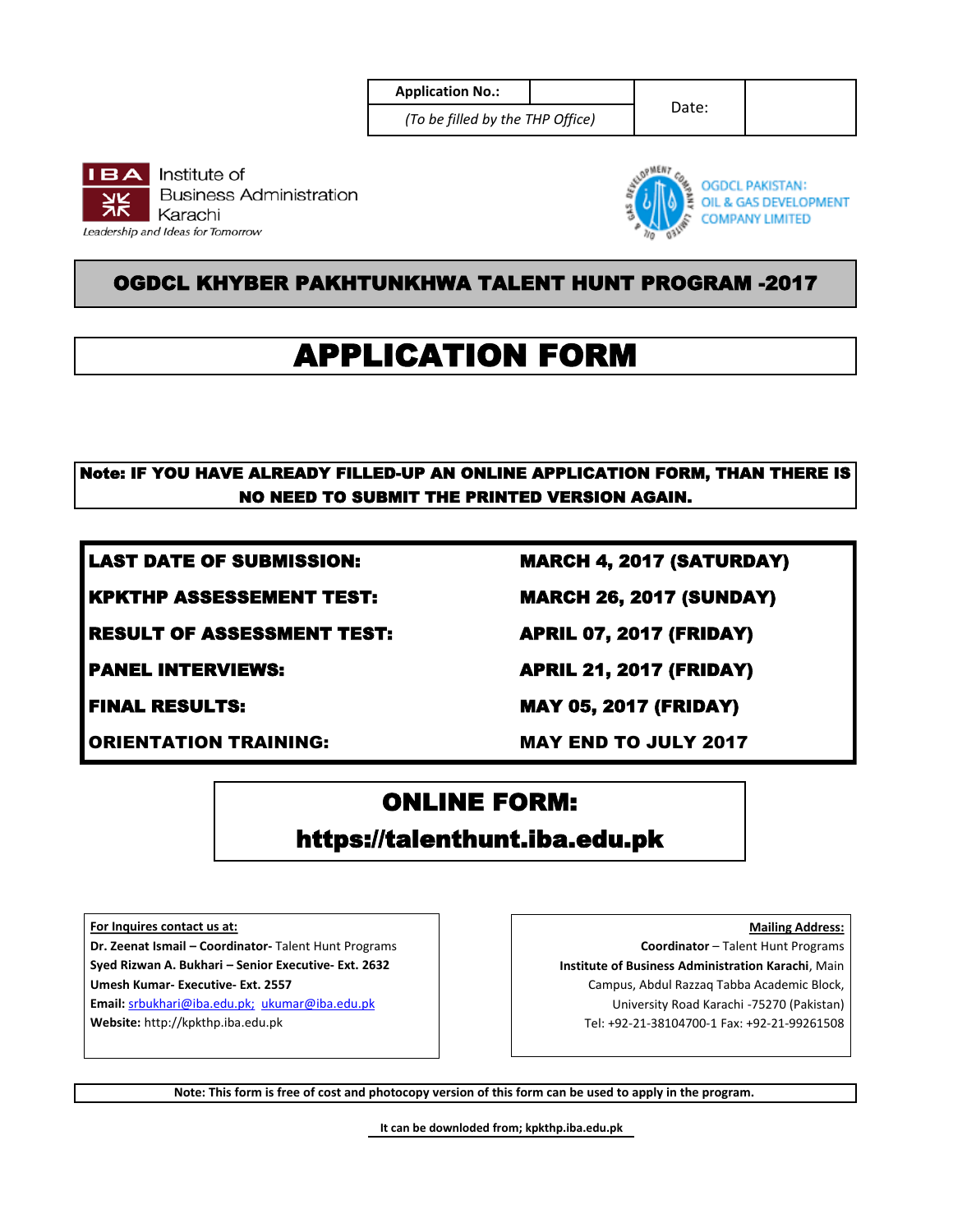| Application No.: | | Date: | |
|---|---|---|---|
| *(To be filled by the THP Office)* | | | |

**IBA** Institute of Business Administration Karachi
*Leadership and Ideas for Tomorrow*

OGDCL PAKISTAN: OIL & GAS DEVELOPMENT COMPANY LIMITED

# OGDCL KHYBER PAKHTUNKHWA TALENT HUNT PROGRAM -2017

# APPLICATION FORM

**Note: IF YOU HAVE ALREADY FILLED-UP AN ONLINE APPLICATION FORM, THAN THERE IS NO NEED TO SUBMIT THE PRINTED VERSION AGAIN.**

| | |
|---|---|
| **LAST DATE OF SUBMISSION:** | **MARCH 4, 2017 (SATURDAY)** |
| **KPKTHP ASSESSEMENT TEST:** | **MARCH 26, 2017 (SUNDAY)** |
| **RESULT OF ASSESSMENT TEST:** | **APRIL 07, 2017 (FRIDAY)** |
| **PANEL INTERVIEWS:** | **APRIL 21, 2017 (FRIDAY)** |
| **FINAL RESULTS:** | **MAY 05, 2017 (FRIDAY)** |
| **ORIENTATION TRAINING:** | **MAY END TO JULY 2017** |

## ONLINE FORM:
## https://talenthunt.iba.edu.pk

**For Inquires contact us at:**
**Dr. Zeenat Ismail – Coordinator-** Talent Hunt Programs
**Syed Rizwan A. Bukhari – Senior Executive- Ext. 2632**
**Umesh Kumar- Executive- Ext. 2557**
**Email:** srbukhari@iba.edu.pk; ukumar@iba.edu.pk
**Website:** http://kpkthp.iba.edu.pk

**Mailing Address:**
**Coordinator** – Talent Hunt Programs
**Institute of Business Administration Karachi**, Main Campus, Abdul Razzaq Tabba Academic Block, University Road Karachi -75270 (Pakistan)
Tel: +92-21-38104700-1 Fax: +92-21-99261508

**Note: This form is free of cost and photocopy version of this form can be used to apply in the program.**

**It can be downloaded from; kpkthp.iba.edu.pk**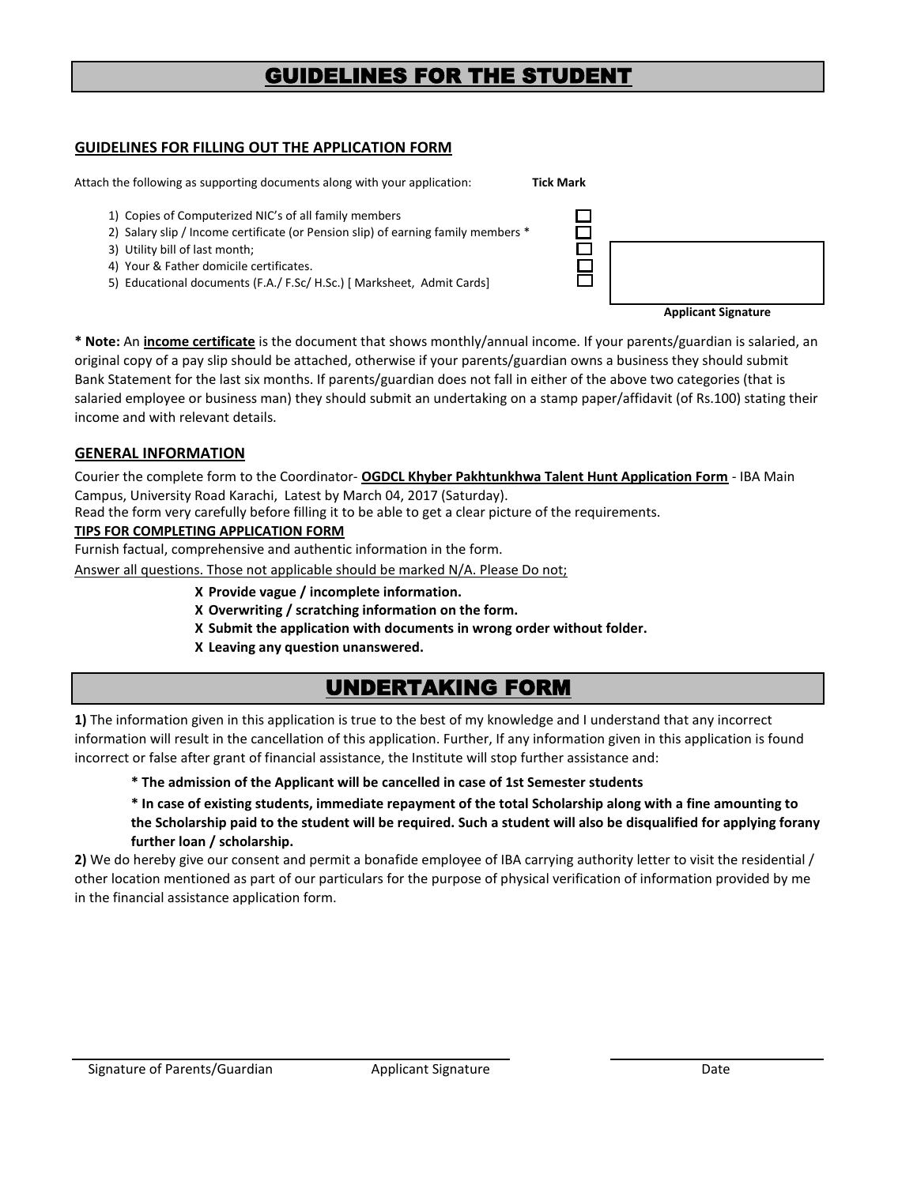# GUIDELINES FOR THE STUDENT

## GUIDELINES FOR FILLING OUT THE APPLICATION FORM

Attach the following as supporting documents along with your application: **Tick Mark**

1) Copies of Computerized NIC's of all family members ☐
2) Salary slip / Income certificate (or Pension slip) of earning family members * ☐
3) Utility bill of last month; ☐
4) Your & Father domicile certificates. ☐
5) Educational documents (F.A./ F.Sc/ H.Sc.) [ Marksheet, Admit Cards] ☐

**Applicant Signature**

**\* Note:** An **income certificate** is the document that shows monthly/annual income. If your parents/guardian is salaried, an original copy of a pay slip should be attached, otherwise if your parents/guardian owns a business they should submit Bank Statement for the last six months. If parents/guardian does not fall in either of the above two categories (that is salaried employee or business man) they should submit an undertaking on a stamp paper/affidavit (of Rs.100) stating their income and with relevant details.

## GENERAL INFORMATION

Courier the complete form to the Coordinator- **OGDCL Khyber Pakhtunkhwa Talent Hunt Application Form** - IBA Main Campus, University Road Karachi, Latest by March 04, 2017 (Saturday).

Read the form very carefully before filling it to be able to get a clear picture of the requirements.

**TIPS FOR COMPLETING APPLICATION FORM**

Furnish factual, comprehensive and authentic information in the form.

Answer all questions. Those not applicable should be marked N/A. Please Do not;

- **X Provide vague / incomplete information.**
- **X Overwriting / scratching information on the form.**
- **X Submit the application with documents in wrong order without folder.**
- **X Leaving any question unanswered.**

# UNDERTAKING FORM

**1)** The information given in this application is true to the best of my knowledge and I understand that any incorrect information will result in the cancellation of this application. Further, If any information given in this application is found incorrect or false after grant of financial assistance, the Institute will stop further assistance and:

**\* The admission of the Applicant will be cancelled in case of 1st Semester students**

**\* In case of existing students, immediate repayment of the total Scholarship along with a fine amounting to the Scholarship paid to the student will be required. Such a student will also be disqualified for applying forany further loan / scholarship.**

**2)** We do hereby give our consent and permit a bonafide employee of IBA carrying authority letter to visit the residential / other location mentioned as part of our particulars for the purpose of physical verification of information provided by me in the financial assistance application form.

Signature of Parents/Guardian Applicant Signature Date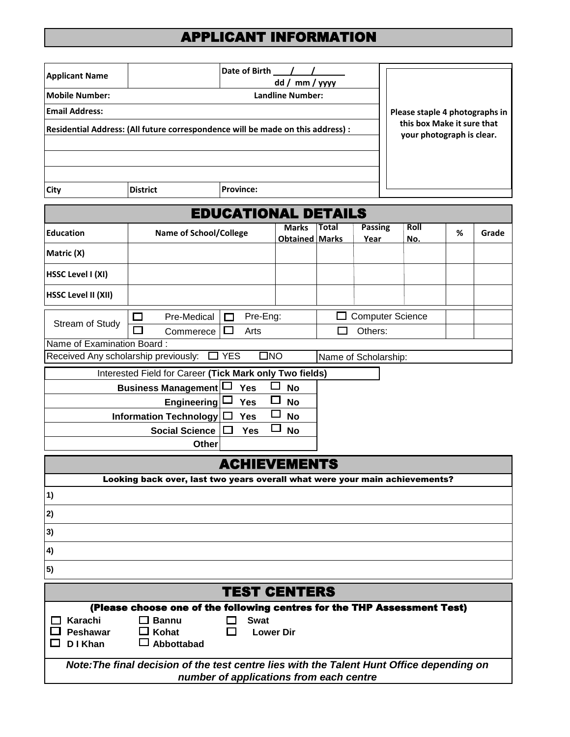## APPLICANT INFORMATION

| | | | |
|---|---|---|---|
| **Applicant Name** | | **Date of Birth** ___/___/______ dd / mm / yyyy | **Please staple 4 photographs in this box Make it sure that your photograph is clear.** |
| **Mobile Number:** | | **Landline Number:** | |
| **Email Address:** | | | |
| **Residential Address: (All future correspondence will be made on this address) :** | | | |
| | | | |
| | | | |
| | | | |
| **City** | **District** | **Province:** | |

## EDUCATIONAL DETAILS

| **Education** | **Name of School/College** | **Marks Obtained** | **Total Marks** | **Passing Year** | **Roll No.** | **%** | **Grade** |
|---|---|---|---|---|---|---|---|
| **Matric (X)** | | | | | | | |
| **HSSC Level I (XI)** | | | | | | | |
| **HSSC Level II (XII)** | | | | | | | |

| Stream of Study | | | |
|---|---|---|---|
| | ☐ Pre-Medical | ☐ Pre-Eng: | ☐ Computer Science |
| | ☐ Commerece | ☐ Arts | ☐ Others: |

Name of Examination Board :

Received Any scholarship previously: ☐ YES ☐ NO | Name of Scholarship:

| Interested Field for Career **(Tick Mark only Two fields)** | | |
|---|---|---|
| **Business Management** | ☐ **Yes** | ☐ **No** |
| **Engineering** | ☐ **Yes** | ☐ **No** |
| **Information Technology** | ☐ **Yes** | ☐ **No** |
| **Social Science** | ☐ **Yes** | ☐ **No** |
| **Other** | | |

## ACHIEVEMENTS

**Looking back over, last two years overall what were your main achievements?**

**1)**

**2)**

**3)**

**4)**

**5)**

## TEST CENTERS

**(Please choose one of the following centres for the THP Assessment Test)**

| | | |
|---|---|---|
| ☐ **Karachi** | ☐ **Bannu** | ☐ **Swat** |
| ☐ **Peshawar** | ☐ **Kohat** | ☐ **Lower Dir** |
| ☐ **D I Khan** | ☐ **Abbottabad** | |

***Note:The final decision of the test centre lies with the Talent Hunt Office depending on number of applications from each centre***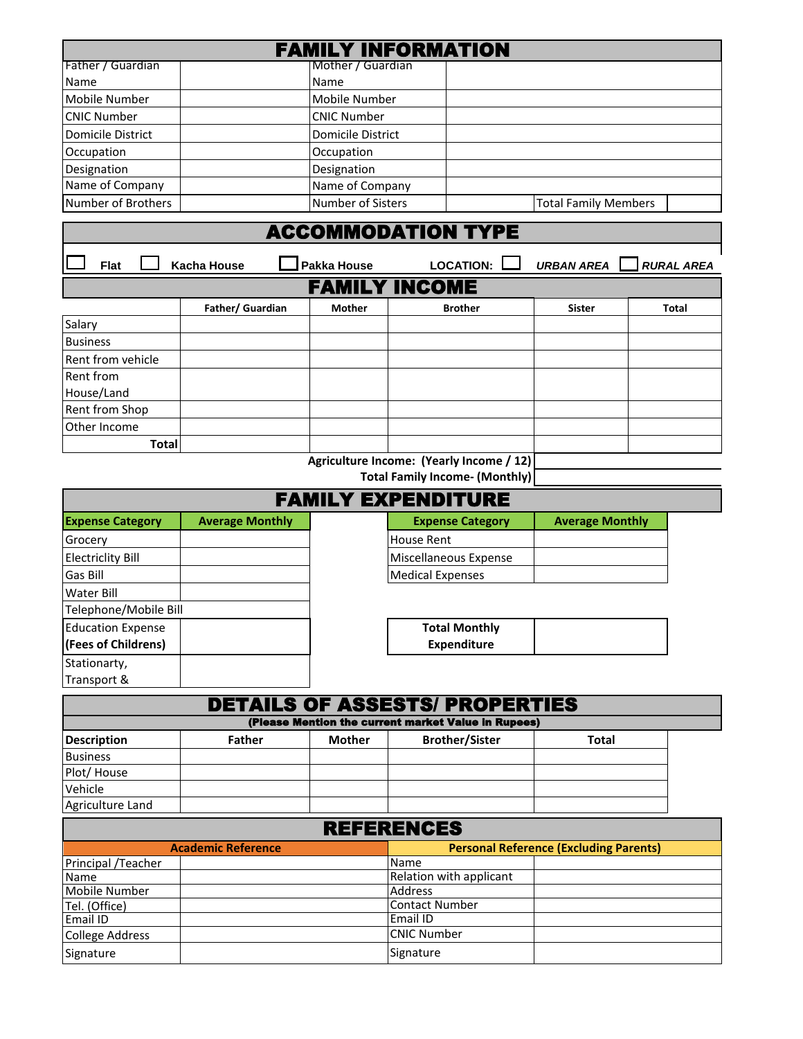# FAMILY INFORMATION

| | | | | | |
|---|---|---|---|---|---|
| Father / Guardian Name | | Mother / Guardian Name | | | |
| Mobile Number | | Mobile Number | | | |
| CNIC Number | | CNIC Number | | | |
| Domicile District | | Domicile District | | | |
| Occupation | | Occupation | | | |
| Designation | | Designation | | | |
| Name of Company | | Name of Company | | | |
| Number of Brothers | | Number of Sisters | | Total Family Members | |

# ACCOMMODATION TYPE

☐ **Flat** ☐ **Kacha House** ☐ **Pakka House** **LOCATION:** ☐ ***URBAN AREA*** ☐ ***RURAL AREA***

# FAMILY INCOME

| | Father/ Guardian | Mother | Brother | Sister | Total |
|---|---|---|---|---|---|
| Salary | | | | | |
| Business | | | | | |
| Rent from vehicle | | | | | |
| Rent from House/Land | | | | | |
| Rent from Shop | | | | | |
| Other Income | | | | | |
| **Total** | | | | | |

**Agriculture Income: (Yearly Income / 12)**

**Total Family Income- (Monthly)**

# FAMILY EXPENDITURE

| Expense Category | Average Monthly |
|---|---|
| Grocery | |
| Electriclity Bill | |
| Gas Bill | |
| Water Bill | |
| Telephone/Mobile Bill | |
| Education Expense **(Fees of Childrens)** | |
| Stationarty, Transport & | |

| Expense Category | Average Monthly |
|---|---|
| House Rent | |
| Miscellaneous Expense | |
| Medical Expenses | |
| **Total Monthly Expenditure** | |

# DETAILS OF ASSESTS/ PROPERTIES

**(Please Mention the current market Value in Rupees)**

| Description | Father | Mother | Brother/Sister | Total |
|---|---|---|---|---|
| Business | | | | |
| Plot/ House | | | | |
| Vehicle | | | | |
| Agriculture Land | | | | |

# REFERENCES

| Academic Reference | | Personal Reference (Excluding Parents) | |
|---|---|---|---|
| Principal /Teacher Name | | Name | |
| | | Relation with applicant | |
| Mobile Number | | Address | |
| Tel. (Office) | | Contact Number | |
| Email ID | | Email ID | |
| College Address | | CNIC Number | |
| Signature | | Signature | |